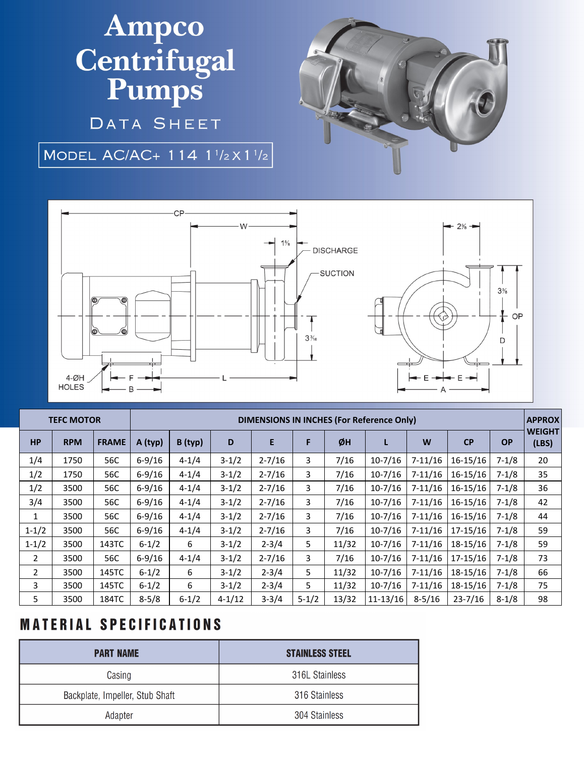# Ampco Centrifugal Pumps

## Data Sheet

**Model AC/AC+ 114 1½ x 1½**

| TEFC MOTOR | | | DIMENSIONS IN INCHES (For Reference Only) | | | | | | | | | | APPROX WEIGHT (LBS) |
|---|---|---|---|---|---|---|---|---|---|---|---|---|---|
| HP | RPM | FRAME | A (typ) | B (typ) | D | E | F | ØH | L | W | CP | OP | |
| 1/4 | 1750 | 56C | 6-9/16 | 4-1/4 | 3-1/2 | 2-7/16 | 3 | 7/16 | 10-7/16 | 7-11/16 | 16-15/16 | 7-1/8 | 20 |
| 1/2 | 1750 | 56C | 6-9/16 | 4-1/4 | 3-1/2 | 2-7/16 | 3 | 7/16 | 10-7/16 | 7-11/16 | 16-15/16 | 7-1/8 | 35 |
| 1/2 | 3500 | 56C | 6-9/16 | 4-1/4 | 3-1/2 | 2-7/16 | 3 | 7/16 | 10-7/16 | 7-11/16 | 16-15/16 | 7-1/8 | 36 |
| 3/4 | 3500 | 56C | 6-9/16 | 4-1/4 | 3-1/2 | 2-7/16 | 3 | 7/16 | 10-7/16 | 7-11/16 | 16-15/16 | 7-1/8 | 42 |
| 1 | 3500 | 56C | 6-9/16 | 4-1/4 | 3-1/2 | 2-7/16 | 3 | 7/16 | 10-7/16 | 7-11/16 | 16-15/16 | 7-1/8 | 44 |
| 1-1/2 | 3500 | 56C | 6-9/16 | 4-1/4 | 3-1/2 | 2-7/16 | 3 | 7/16 | 10-7/16 | 7-11/16 | 17-15/16 | 7-1/8 | 59 |
| 1-1/2 | 3500 | 143TC | 6-1/2 | 6 | 3-1/2 | 2-3/4 | 5 | 11/32 | 10-7/16 | 7-11/16 | 18-15/16 | 7-1/8 | 59 |
| 2 | 3500 | 56C | 6-9/16 | 4-1/4 | 3-1/2 | 2-7/16 | 3 | 7/16 | 10-7/16 | 7-11/16 | 17-15/16 | 7-1/8 | 73 |
| 2 | 3500 | 145TC | 6-1/2 | 6 | 3-1/2 | 2-3/4 | 5 | 11/32 | 10-7/16 | 7-11/16 | 18-15/16 | 7-1/8 | 66 |
| 3 | 3500 | 145TC | 6-1/2 | 6 | 3-1/2 | 2-3/4 | 5 | 11/32 | 10-7/16 | 7-11/16 | 18-15/16 | 7-1/8 | 75 |
| 5 | 3500 | 184TC | 8-5/8 | 6-1/2 | 4-1/12 | 3-3/4 | 5-1/2 | 13/32 | 11-13/16 | 8-5/16 | 23-7/16 | 8-1/8 | 98 |

## MATERIAL SPECIFICATIONS

| PART NAME | STAINLESS STEEL |
|---|---|
| Casing | 316L Stainless |
| Backplate, Impeller, Stub Shaft | 316 Stainless |
| Adapter | 304 Stainless |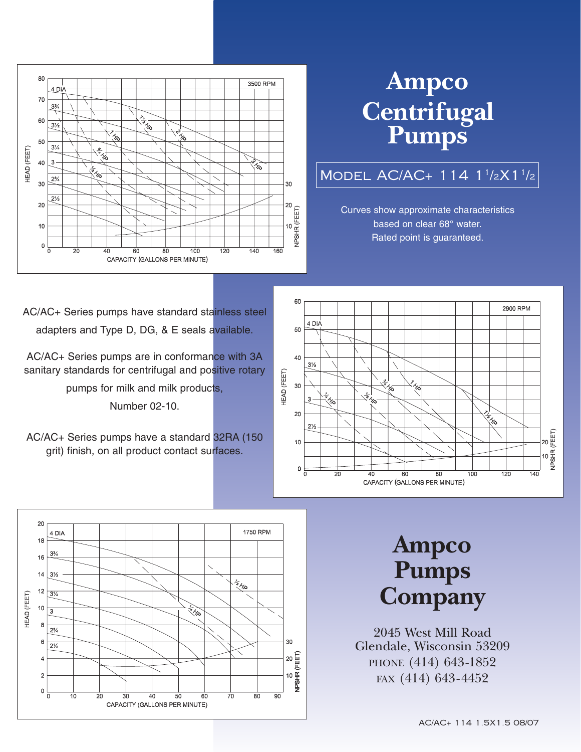80
4 DIA
3500 RPM
70
3¾
60
3½
1½ HP
2 HP
1 HP
50
3¼
¾ HP
40
3
3 HP
½ HP
2¾
30
30
2½
20
20
NPSHR (FEET)
10
10
0
HEAD (FEET)
0
20
40
60
80
100
120
140
160
CAPACITY (GALLONS PER MINUTE)

# Ampco Centrifugal Pumps

## MODEL AC/AC+ 114 1½X1½

Curves show approximate characteristics based on clear 68° water. Rated point is guaranteed.

AC/AC+ Series pumps have standard stainless steel adapters and Type D, DG, & E seals available.

AC/AC+ Series pumps are in conformance with 3A sanitary standards for centrifugal and positive rotary pumps for milk and milk products, Number 02-10.

AC/AC+ Series pumps have a standard 32RA (150 grit) finish, on all product contact surfaces.

60
2900 RPM
50
4 DIA
40
3½
30
¾ HP
1 HP
¼ HP
½ HP
3
20
1½ HP
2½
10
20
10
0
HEAD (FEET)
NPSHR (FEET)
0
20
40
60
80
100
120
140
CAPACITY (GALLONS PER MINUTE)

20
18
4 DIA
1750 RPM
3¾
16
14
3½
½ HP
12
3¼
10
3
¼ HP
8
2¾
6
30
2½
4
20
2
10
0
HEAD (FEET)
NPSHR (FEET)
0
10
20
30
40
50
60
70
80
90
CAPACITY (GALLONS PER MINUTE)

# Ampco Pumps Company

2045 West Mill Road
Glendale, Wisconsin 53209
PHONE (414) 643-1852
FAX (414) 643-4452

AC/AC+ 114 1.5X1.5 08/07